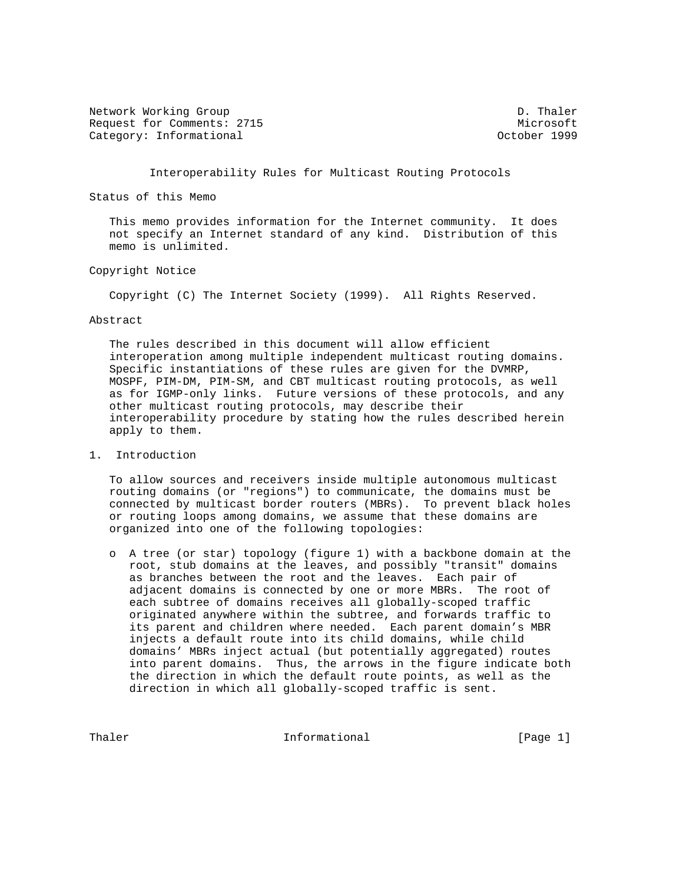Network Working Group D. Thaler
Request for Comments: 2715 Microsoft
Category: Informational October 1999

# Interoperability Rules for Multicast Routing Protocols

## Status of this Memo

This memo provides information for the Internet community. It does not specify an Internet standard of any kind. Distribution of this memo is unlimited.

## Copyright Notice

Copyright (C) The Internet Society (1999). All Rights Reserved.

## Abstract

The rules described in this document will allow efficient interoperation among multiple independent multicast routing domains. Specific instantiations of these rules are given for the DVMRP, MOSPF, PIM-DM, PIM-SM, and CBT multicast routing protocols, as well as for IGMP-only links. Future versions of these protocols, and any other multicast routing protocols, may describe their interoperability procedure by stating how the rules described herein apply to them.

## 1. Introduction

To allow sources and receivers inside multiple autonomous multicast routing domains (or "regions") to communicate, the domains must be connected by multicast border routers (MBRs). To prevent black holes or routing loops among domains, we assume that these domains are organized into one of the following topologies:

- A tree (or star) topology (figure 1) with a backbone domain at the root, stub domains at the leaves, and possibly "transit" domains as branches between the root and the leaves. Each pair of adjacent domains is connected by one or more MBRs. The root of each subtree of domains receives all globally-scoped traffic originated anywhere within the subtree, and forwards traffic to its parent and children where needed. Each parent domain's MBR injects a default route into its child domains, while child domains' MBRs inject actual (but potentially aggregated) routes into parent domains. Thus, the arrows in the figure indicate both the direction in which the default route points, as well as the direction in which all globally-scoped traffic is sent.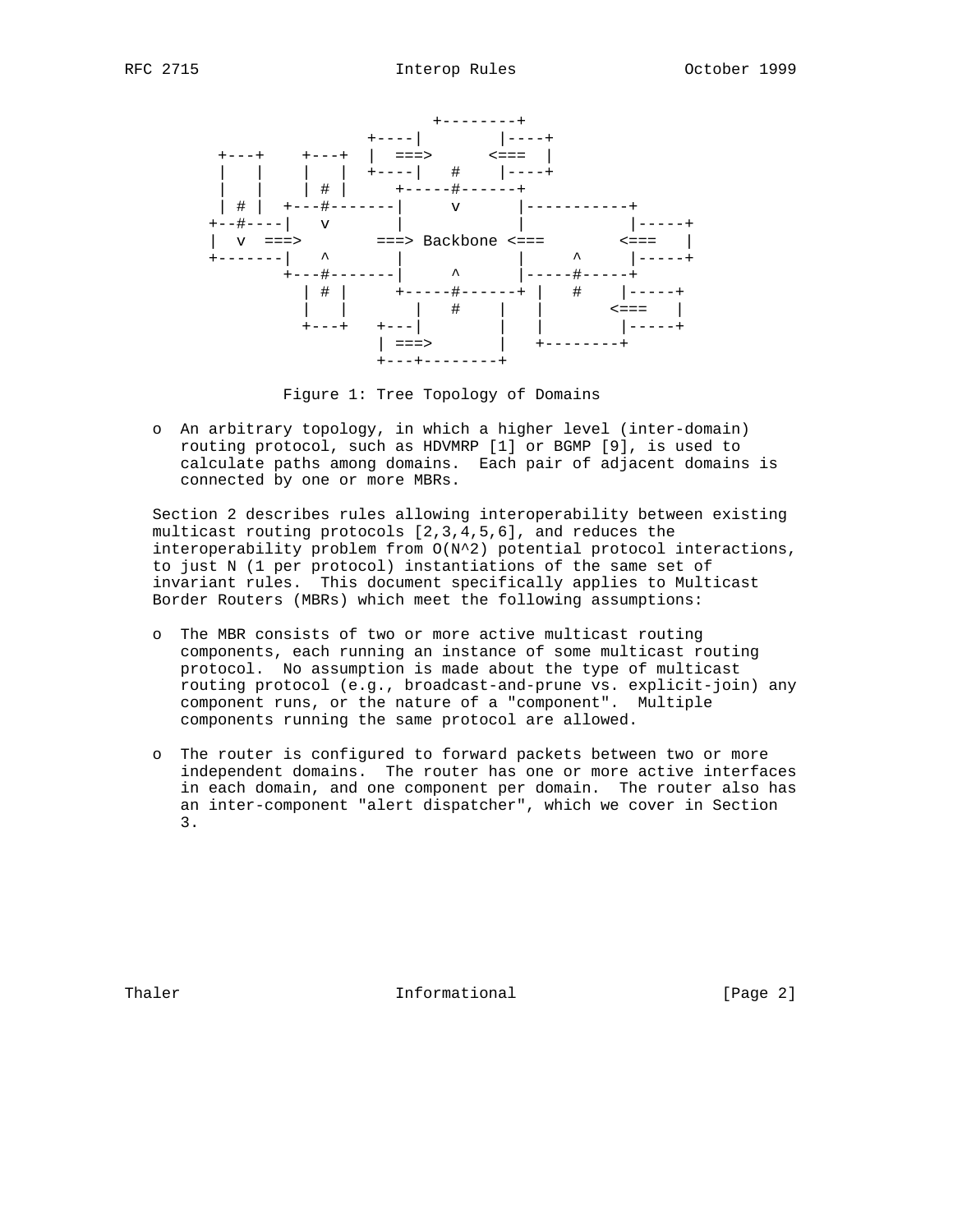```
                            +--------+
                      +----|        |----+
  +---+    +---+  |  ===>      <===  |
  |   |    |   |  +----|   #    |----+
  |   |    | # |     +-----#------+
  | # |  +---#-------|     v      |-----------+
+--#----|   v       |           |           |-----+
|  v  ===>        ===> Backbone <===        <===   |
+-------|   ^       |           |     ^     |-----+
        +---#-------|     ^      |-----#-----+
          | # |     +-----#------+ |   #    |-----+
          |   |       |   #    |  |       <===   |
          +---+   +---|        |  |        |-----+
                  | ===>       |   +--------+
                  +---+--------+
```

Figure 1: Tree Topology of Domains

- An arbitrary topology, in which a higher level (inter-domain) routing protocol, such as HDVMRP [1] or BGMP [9], is used to calculate paths among domains. Each pair of adjacent domains is connected by one or more MBRs.

Section 2 describes rules allowing interoperability between existing multicast routing protocols [2,3,4,5,6], and reduces the interoperability problem from $O(N^2)$ potential protocol interactions, to just N (1 per protocol) instantiations of the same set of invariant rules. This document specifically applies to Multicast Border Routers (MBRs) which meet the following assumptions:

- The MBR consists of two or more active multicast routing components, each running an instance of some multicast routing protocol. No assumption is made about the type of multicast routing protocol (e.g., broadcast-and-prune vs. explicit-join) any component runs, or the nature of a "component". Multiple components running the same protocol are allowed.

- The router is configured to forward packets between two or more independent domains. The router has one or more active interfaces in each domain, and one component per domain. The router also has an inter-component "alert dispatcher", which we cover in Section 3.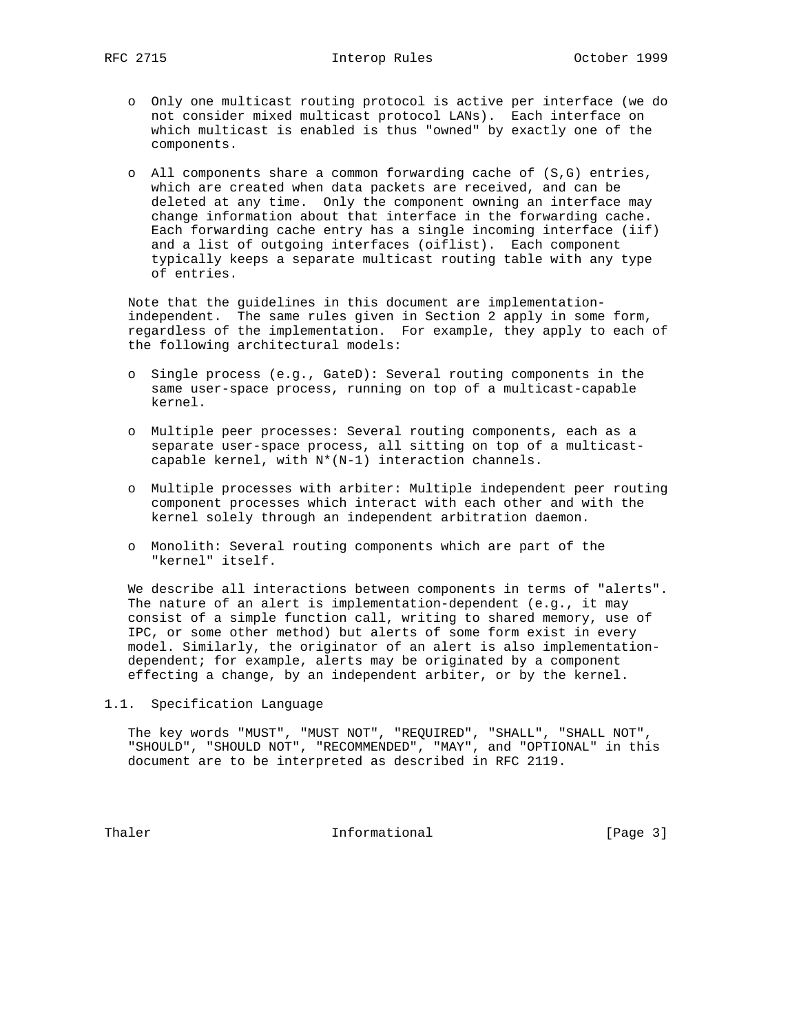- Only one multicast routing protocol is active per interface (we do not consider mixed multicast protocol LANs). Each interface on which multicast is enabled is thus "owned" by exactly one of the components.

- All components share a common forwarding cache of (S,G) entries, which are created when data packets are received, and can be deleted at any time. Only the component owning an interface may change information about that interface in the forwarding cache. Each forwarding cache entry has a single incoming interface (iif) and a list of outgoing interfaces (oiflist). Each component typically keeps a separate multicast routing table with any type of entries.

Note that the guidelines in this document are implementation-independent. The same rules given in Section 2 apply in some form, regardless of the implementation. For example, they apply to each of the following architectural models:

- Single process (e.g., GateD): Several routing components in the same user-space process, running on top of a multicast-capable kernel.

- Multiple peer processes: Several routing components, each as a separate user-space process, all sitting on top of a multicast-capable kernel, with N*(N-1) interaction channels.

- Multiple processes with arbiter: Multiple independent peer routing component processes which interact with each other and with the kernel solely through an independent arbitration daemon.

- Monolith: Several routing components which are part of the "kernel" itself.

We describe all interactions between components in terms of "alerts". The nature of an alert is implementation-dependent (e.g., it may consist of a simple function call, writing to shared memory, use of IPC, or some other method) but alerts of some form exist in every model. Similarly, the originator of an alert is also implementation-dependent; for example, alerts may be originated by a component effecting a change, by an independent arbiter, or by the kernel.

## 1.1. Specification Language

The key words "MUST", "MUST NOT", "REQUIRED", "SHALL", "SHALL NOT", "SHOULD", "SHOULD NOT", "RECOMMENDED", "MAY", and "OPTIONAL" in this document are to be interpreted as described in RFC 2119.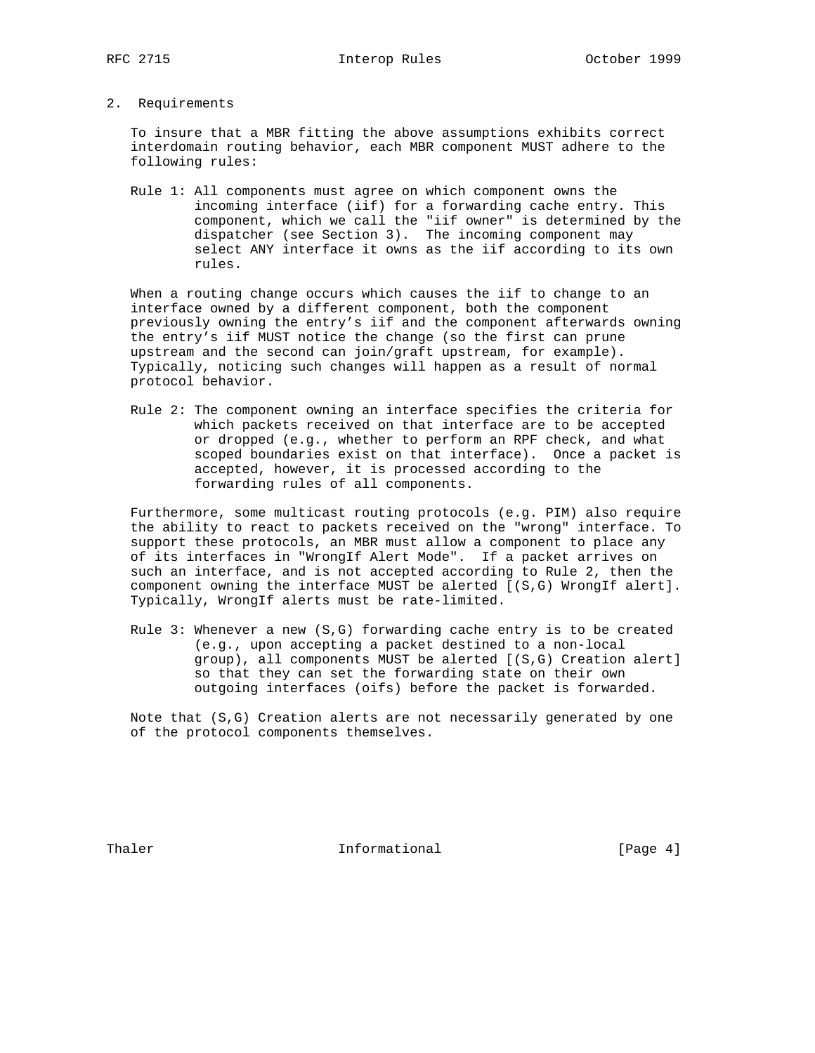## 2. Requirements

To insure that a MBR fitting the above assumptions exhibits correct interdomain routing behavior, each MBR component MUST adhere to the following rules:

Rule 1: All components must agree on which component owns the incoming interface (iif) for a forwarding cache entry. This component, which we call the "iif owner" is determined by the dispatcher (see Section 3). The incoming component may select ANY interface it owns as the iif according to its own rules.

When a routing change occurs which causes the iif to change to an interface owned by a different component, both the component previously owning the entry's iif and the component afterwards owning the entry's iif MUST notice the change (so the first can prune upstream and the second can join/graft upstream, for example). Typically, noticing such changes will happen as a result of normal protocol behavior.

Rule 2: The component owning an interface specifies the criteria for which packets received on that interface are to be accepted or dropped (e.g., whether to perform an RPF check, and what scoped boundaries exist on that interface). Once a packet is accepted, however, it is processed according to the forwarding rules of all components.

Furthermore, some multicast routing protocols (e.g. PIM) also require the ability to react to packets received on the "wrong" interface. To support these protocols, an MBR must allow a component to place any of its interfaces in "WrongIf Alert Mode". If a packet arrives on such an interface, and is not accepted according to Rule 2, then the component owning the interface MUST be alerted [(S,G) WrongIf alert]. Typically, WrongIf alerts must be rate-limited.

Rule 3: Whenever a new (S,G) forwarding cache entry is to be created (e.g., upon accepting a packet destined to a non-local group), all components MUST be alerted [(S,G) Creation alert] so that they can set the forwarding state on their own outgoing interfaces (oifs) before the packet is forwarded.

Note that (S,G) Creation alerts are not necessarily generated by one of the protocol components themselves.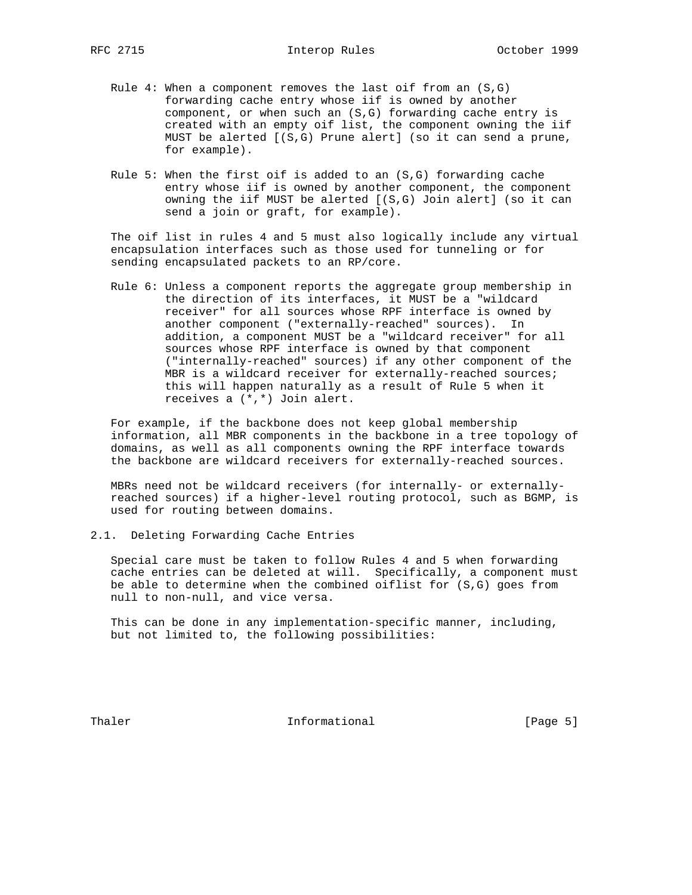Rule 4: When a component removes the last oif from an (S,G) forwarding cache entry whose iif is owned by another component, or when such an (S,G) forwarding cache entry is created with an empty oif list, the component owning the iif MUST be alerted [(S,G) Prune alert] (so it can send a prune, for example).

Rule 5: When the first oif is added to an (S,G) forwarding cache entry whose iif is owned by another component, the component owning the iif MUST be alerted [(S,G) Join alert] (so it can send a join or graft, for example).

The oif list in rules 4 and 5 must also logically include any virtual encapsulation interfaces such as those used for tunneling or for sending encapsulated packets to an RP/core.

Rule 6: Unless a component reports the aggregate group membership in the direction of its interfaces, it MUST be a "wildcard receiver" for all sources whose RPF interface is owned by another component ("externally-reached" sources). In addition, a component MUST be a "wildcard receiver" for all sources whose RPF interface is owned by that component ("internally-reached" sources) if any other component of the MBR is a wildcard receiver for externally-reached sources; this will happen naturally as a result of Rule 5 when it receives a (*,*) Join alert.

For example, if the backbone does not keep global membership information, all MBR components in the backbone in a tree topology of domains, as well as all components owning the RPF interface towards the backbone are wildcard receivers for externally-reached sources.

MBRs need not be wildcard receivers (for internally- or externally-reached sources) if a higher-level routing protocol, such as BGMP, is used for routing between domains.

## 2.1. Deleting Forwarding Cache Entries

Special care must be taken to follow Rules 4 and 5 when forwarding cache entries can be deleted at will. Specifically, a component must be able to determine when the combined oiflist for (S,G) goes from null to non-null, and vice versa.

This can be done in any implementation-specific manner, including, but not limited to, the following possibilities: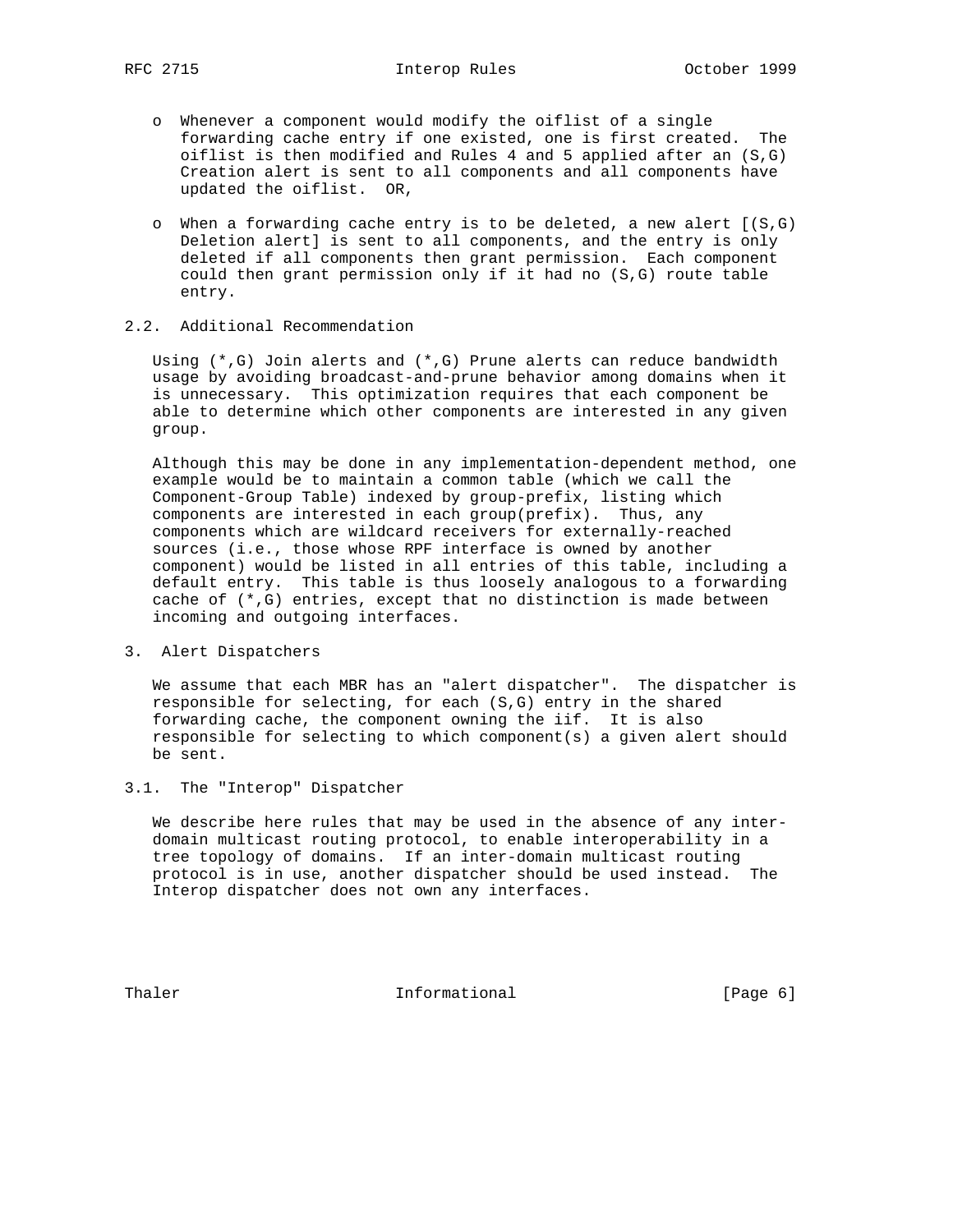- Whenever a component would modify the oiflist of a single forwarding cache entry if one existed, one is first created. The oiflist is then modified and Rules 4 and 5 applied after an (S,G) Creation alert is sent to all components and all components have updated the oiflist. OR,

- When a forwarding cache entry is to be deleted, a new alert [(S,G) Deletion alert] is sent to all components, and the entry is only deleted if all components then grant permission. Each component could then grant permission only if it had no (S,G) route table entry.

## 2.2. Additional Recommendation

Using (*,G) Join alerts and (*,G) Prune alerts can reduce bandwidth usage by avoiding broadcast-and-prune behavior among domains when it is unnecessary. This optimization requires that each component be able to determine which other components are interested in any given group.

Although this may be done in any implementation-dependent method, one example would be to maintain a common table (which we call the Component-Group Table) indexed by group-prefix, listing which components are interested in each group(prefix). Thus, any components which are wildcard receivers for externally-reached sources (i.e., those whose RPF interface is owned by another component) would be listed in all entries of this table, including a default entry. This table is thus loosely analogous to a forwarding cache of (*,G) entries, except that no distinction is made between incoming and outgoing interfaces.

# 3. Alert Dispatchers

We assume that each MBR has an "alert dispatcher". The dispatcher is responsible for selecting, for each (S,G) entry in the shared forwarding cache, the component owning the iif. It is also responsible for selecting to which component(s) a given alert should be sent.

## 3.1. The "Interop" Dispatcher

We describe here rules that may be used in the absence of any inter-domain multicast routing protocol, to enable interoperability in a tree topology of domains. If an inter-domain multicast routing protocol is in use, another dispatcher should be used instead. The Interop dispatcher does not own any interfaces.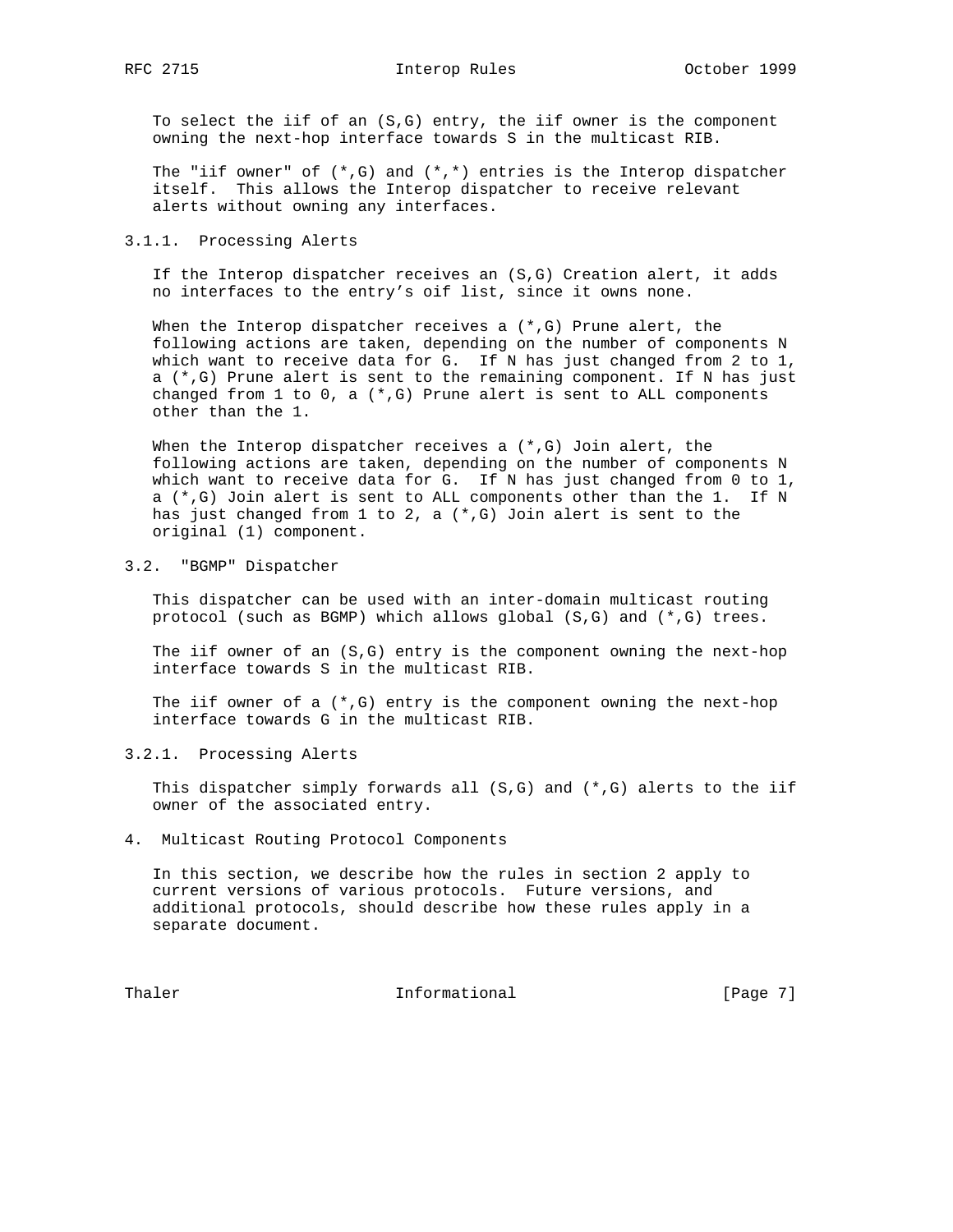To select the iif of an (S,G) entry, the iif owner is the component owning the next-hop interface towards S in the multicast RIB.

The "iif owner" of (*,G) and (*,*) entries is the Interop dispatcher itself. This allows the Interop dispatcher to receive relevant alerts without owning any interfaces.

#### 3.1.1. Processing Alerts

If the Interop dispatcher receives an (S,G) Creation alert, it adds no interfaces to the entry's oif list, since it owns none.

When the Interop dispatcher receives a (*,G) Prune alert, the following actions are taken, depending on the number of components N which want to receive data for G. If N has just changed from 2 to 1, a (*,G) Prune alert is sent to the remaining component. If N has just changed from 1 to 0, a (*,G) Prune alert is sent to ALL components other than the 1.

When the Interop dispatcher receives a (*,G) Join alert, the following actions are taken, depending on the number of components N which want to receive data for G. If N has just changed from 0 to 1, a (*,G) Join alert is sent to ALL components other than the 1. If N has just changed from 1 to 2, a (*,G) Join alert is sent to the original (1) component.

### 3.2. "BGMP" Dispatcher

This dispatcher can be used with an inter-domain multicast routing protocol (such as BGMP) which allows global (S,G) and (*,G) trees.

The iif owner of an (S,G) entry is the component owning the next-hop interface towards S in the multicast RIB.

The iif owner of a (*,G) entry is the component owning the next-hop interface towards G in the multicast RIB.

#### 3.2.1. Processing Alerts

This dispatcher simply forwards all (S,G) and (*,G) alerts to the iif owner of the associated entry.

## 4. Multicast Routing Protocol Components

In this section, we describe how the rules in section 2 apply to current versions of various protocols. Future versions, and additional protocols, should describe how these rules apply in a separate document.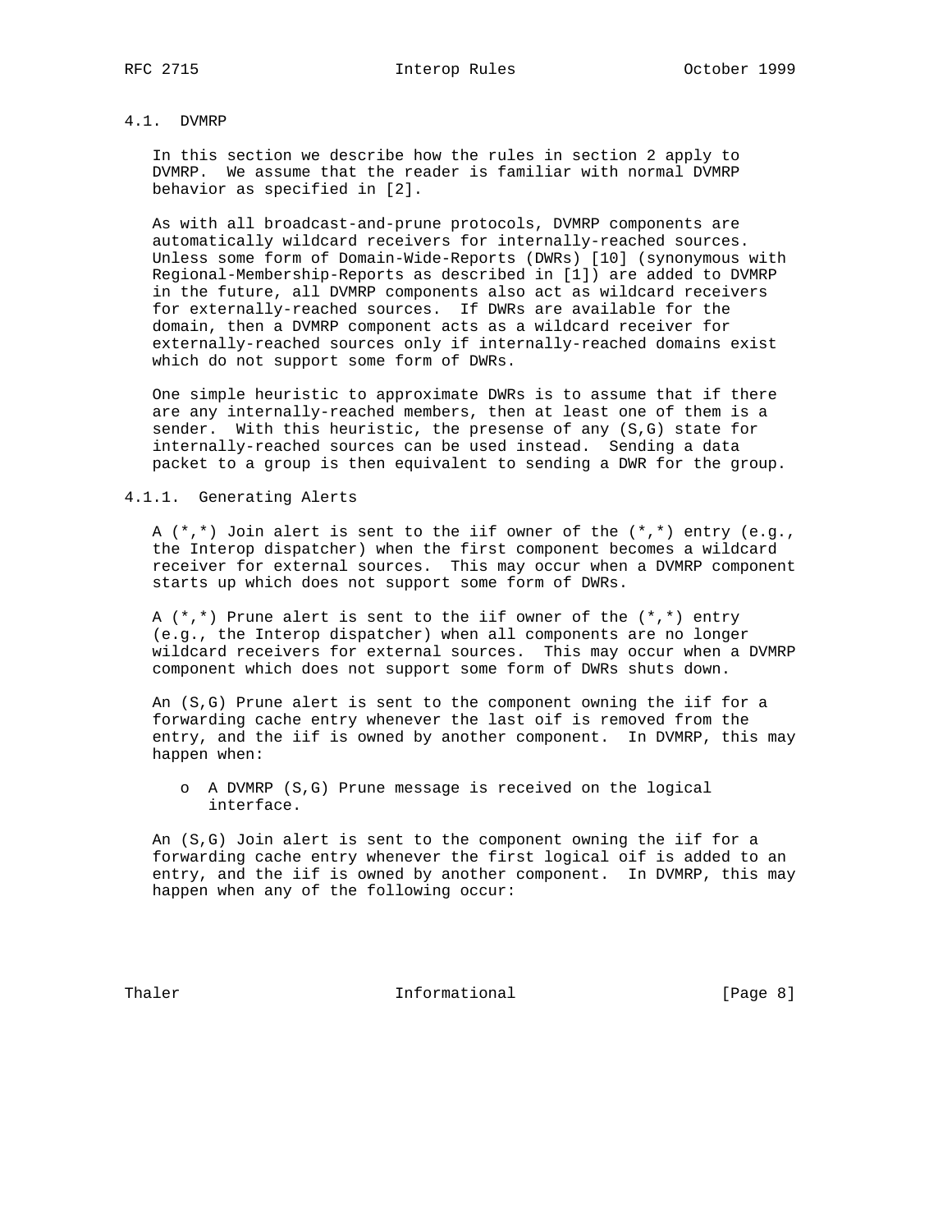### 4.1. DVMRP

In this section we describe how the rules in section 2 apply to DVMRP. We assume that the reader is familiar with normal DVMRP behavior as specified in [2].

As with all broadcast-and-prune protocols, DVMRP components are automatically wildcard receivers for internally-reached sources. Unless some form of Domain-Wide-Reports (DWRs) [10] (synonymous with Regional-Membership-Reports as described in [1]) are added to DVMRP in the future, all DVMRP components also act as wildcard receivers for externally-reached sources. If DWRs are available for the domain, then a DVMRP component acts as a wildcard receiver for externally-reached sources only if internally-reached domains exist which do not support some form of DWRs.

One simple heuristic to approximate DWRs is to assume that if there are any internally-reached members, then at least one of them is a sender. With this heuristic, the presense of any (S,G) state for internally-reached sources can be used instead. Sending a data packet to a group is then equivalent to sending a DWR for the group.

#### 4.1.1. Generating Alerts

A (*,*) Join alert is sent to the iif owner of the (*,*) entry (e.g., the Interop dispatcher) when the first component becomes a wildcard receiver for external sources. This may occur when a DVMRP component starts up which does not support some form of DWRs.

A (*,*) Prune alert is sent to the iif owner of the (*,*) entry (e.g., the Interop dispatcher) when all components are no longer wildcard receivers for external sources. This may occur when a DVMRP component which does not support some form of DWRs shuts down.

An (S,G) Prune alert is sent to the component owning the iif for a forwarding cache entry whenever the last oif is removed from the entry, and the iif is owned by another component. In DVMRP, this may happen when:

- A DVMRP (S,G) Prune message is received on the logical interface.

An (S,G) Join alert is sent to the component owning the iif for a forwarding cache entry whenever the first logical oif is added to an entry, and the iif is owned by another component. In DVMRP, this may happen when any of the following occur: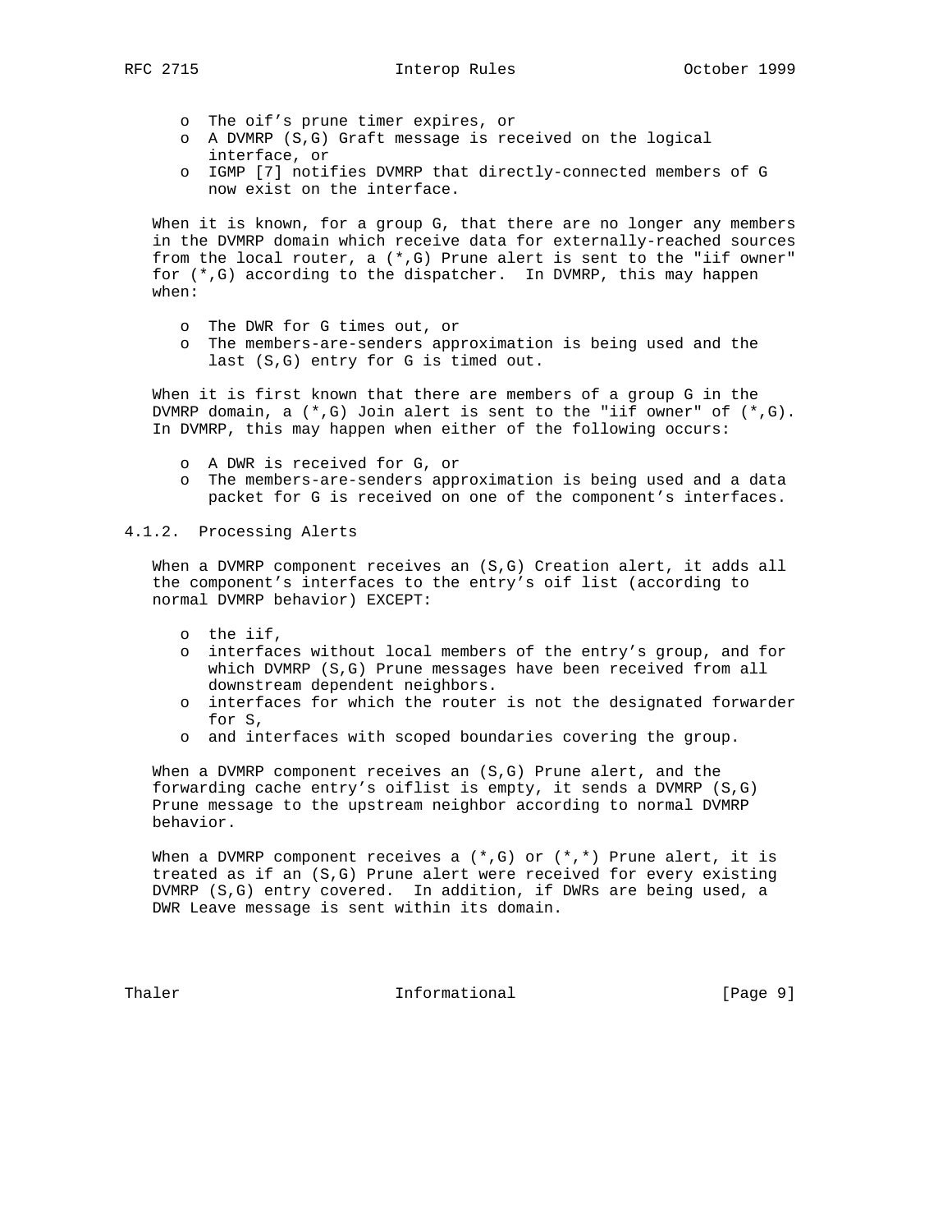- The oif's prune timer expires, or
- A DVMRP (S,G) Graft message is received on the logical interface, or
- IGMP [7] notifies DVMRP that directly-connected members of G now exist on the interface.

When it is known, for a group G, that there are no longer any members in the DVMRP domain which receive data for externally-reached sources from the local router, a (*,G) Prune alert is sent to the "iif owner" for (*,G) according to the dispatcher. In DVMRP, this may happen when:

- The DWR for G times out, or
- The members-are-senders approximation is being used and the last (S,G) entry for G is timed out.

When it is first known that there are members of a group G in the DVMRP domain, a (*,G) Join alert is sent to the "iif owner" of (*,G). In DVMRP, this may happen when either of the following occurs:

- A DWR is received for G, or
- The members-are-senders approximation is being used and a data packet for G is received on one of the component's interfaces.

### 4.1.2. Processing Alerts

When a DVMRP component receives an (S,G) Creation alert, it adds all the component's interfaces to the entry's oif list (according to normal DVMRP behavior) EXCEPT:

- the iif,
- interfaces without local members of the entry's group, and for which DVMRP (S,G) Prune messages have been received from all downstream dependent neighbors.
- interfaces for which the router is not the designated forwarder for S,
- and interfaces with scoped boundaries covering the group.

When a DVMRP component receives an (S,G) Prune alert, and the forwarding cache entry's oiflist is empty, it sends a DVMRP (S,G) Prune message to the upstream neighbor according to normal DVMRP behavior.

When a DVMRP component receives a (*,G) or (*,*) Prune alert, it is treated as if an (S,G) Prune alert were received for every existing DVMRP (S,G) entry covered. In addition, if DWRs are being used, a DWR Leave message is sent within its domain.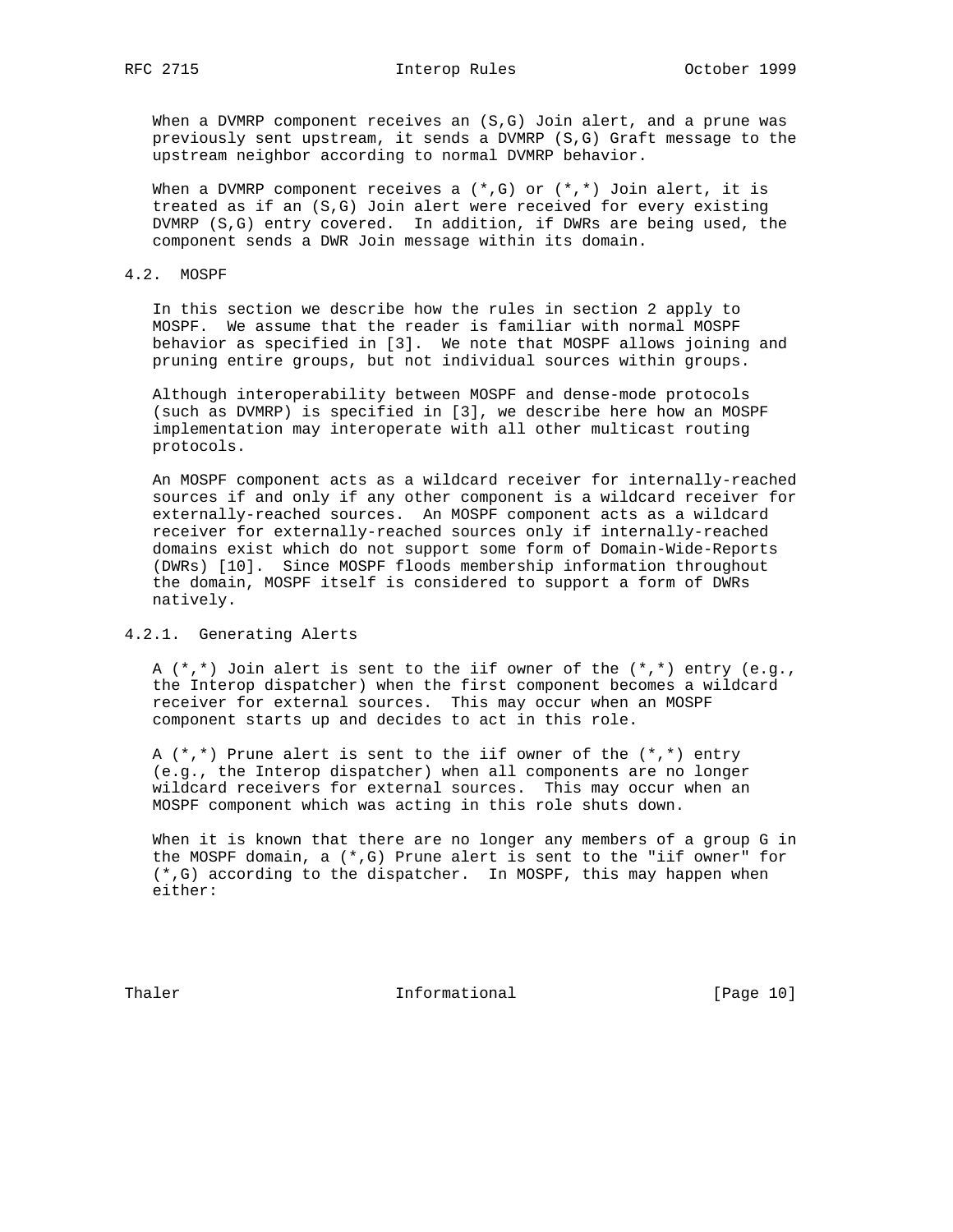When a DVMRP component receives an (S,G) Join alert, and a prune was previously sent upstream, it sends a DVMRP (S,G) Graft message to the upstream neighbor according to normal DVMRP behavior.

When a DVMRP component receives a (*,G) or (*,*) Join alert, it is treated as if an (S,G) Join alert were received for every existing DVMRP (S,G) entry covered. In addition, if DWRs are being used, the component sends a DWR Join message within its domain.

### 4.2. MOSPF

In this section we describe how the rules in section 2 apply to MOSPF. We assume that the reader is familiar with normal MOSPF behavior as specified in [3]. We note that MOSPF allows joining and pruning entire groups, but not individual sources within groups.

Although interoperability between MOSPF and dense-mode protocols (such as DVMRP) is specified in [3], we describe here how an MOSPF implementation may interoperate with all other multicast routing protocols.

An MOSPF component acts as a wildcard receiver for internally-reached sources if and only if any other component is a wildcard receiver for externally-reached sources. An MOSPF component acts as a wildcard receiver for externally-reached sources only if internally-reached domains exist which do not support some form of Domain-Wide-Reports (DWRs) [10]. Since MOSPF floods membership information throughout the domain, MOSPF itself is considered to support a form of DWRs natively.

#### 4.2.1. Generating Alerts

A (*,*) Join alert is sent to the iif owner of the (*,*) entry (e.g., the Interop dispatcher) when the first component becomes a wildcard receiver for external sources. This may occur when an MOSPF component starts up and decides to act in this role.

A (*,*) Prune alert is sent to the iif owner of the (*,*) entry (e.g., the Interop dispatcher) when all components are no longer wildcard receivers for external sources. This may occur when an MOSPF component which was acting in this role shuts down.

When it is known that there are no longer any members of a group G in the MOSPF domain, a (*,G) Prune alert is sent to the "iif owner" for (*,G) according to the dispatcher. In MOSPF, this may happen when either: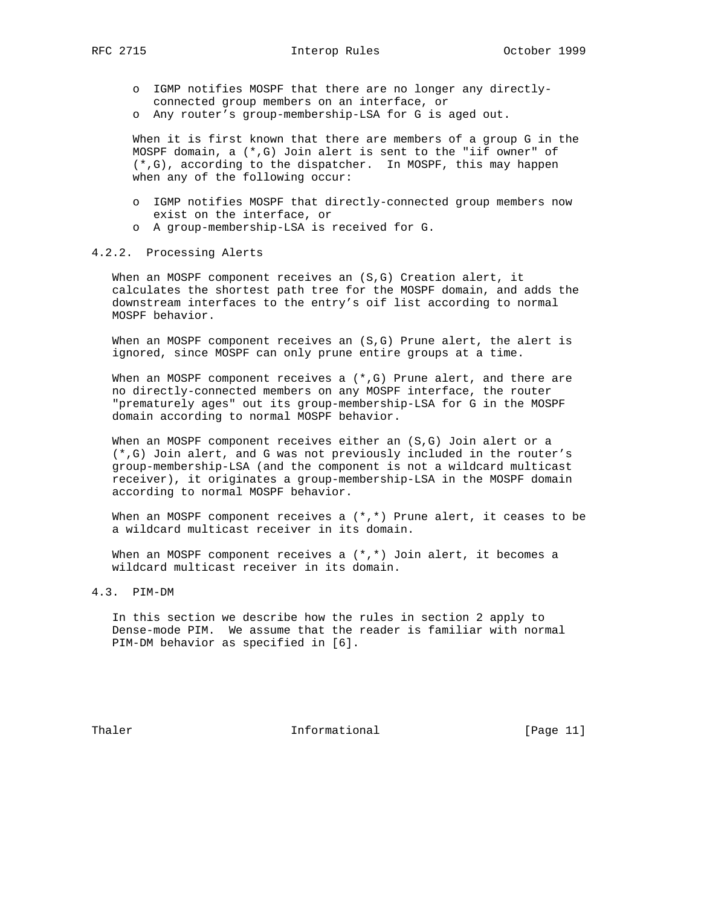- IGMP notifies MOSPF that there are no longer any directly-connected group members on an interface, or
- Any router's group-membership-LSA for G is aged out.

When it is first known that there are members of a group G in the MOSPF domain, a (*,G) Join alert is sent to the "iif owner" of (*,G), according to the dispatcher. In MOSPF, this may happen when any of the following occur:

- IGMP notifies MOSPF that directly-connected group members now exist on the interface, or
- A group-membership-LSA is received for G.

#### 4.2.2. Processing Alerts

When an MOSPF component receives an (S,G) Creation alert, it calculates the shortest path tree for the MOSPF domain, and adds the downstream interfaces to the entry's oif list according to normal MOSPF behavior.

When an MOSPF component receives an (S,G) Prune alert, the alert is ignored, since MOSPF can only prune entire groups at a time.

When an MOSPF component receives a (*,G) Prune alert, and there are no directly-connected members on any MOSPF interface, the router "prematurely ages" out its group-membership-LSA for G in the MOSPF domain according to normal MOSPF behavior.

When an MOSPF component receives either an (S,G) Join alert or a (*,G) Join alert, and G was not previously included in the router's group-membership-LSA (and the component is not a wildcard multicast receiver), it originates a group-membership-LSA in the MOSPF domain according to normal MOSPF behavior.

When an MOSPF component receives a (*,*) Prune alert, it ceases to be a wildcard multicast receiver in its domain.

When an MOSPF component receives a (*,*) Join alert, it becomes a wildcard multicast receiver in its domain.

### 4.3. PIM-DM

In this section we describe how the rules in section 2 apply to Dense-mode PIM. We assume that the reader is familiar with normal PIM-DM behavior as specified in [6].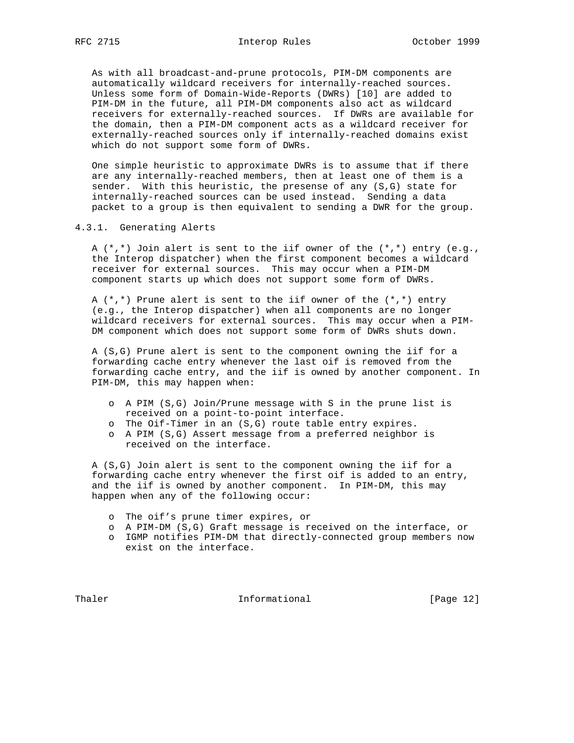As with all broadcast-and-prune protocols, PIM-DM components are automatically wildcard receivers for internally-reached sources. Unless some form of Domain-Wide-Reports (DWRs) [10] are added to PIM-DM in the future, all PIM-DM components also act as wildcard receivers for externally-reached sources. If DWRs are available for the domain, then a PIM-DM component acts as a wildcard receiver for externally-reached sources only if internally-reached domains exist which do not support some form of DWRs.

One simple heuristic to approximate DWRs is to assume that if there are any internally-reached members, then at least one of them is a sender. With this heuristic, the presense of any (S,G) state for internally-reached sources can be used instead. Sending a data packet to a group is then equivalent to sending a DWR for the group.

### 4.3.1. Generating Alerts

A (*,*) Join alert is sent to the iif owner of the (*,*) entry (e.g., the Interop dispatcher) when the first component becomes a wildcard receiver for external sources. This may occur when a PIM-DM component starts up which does not support some form of DWRs.

A (*,*) Prune alert is sent to the iif owner of the (*,*) entry (e.g., the Interop dispatcher) when all components are no longer wildcard receivers for external sources. This may occur when a PIM-DM component which does not support some form of DWRs shuts down.

A (S,G) Prune alert is sent to the component owning the iif for a forwarding cache entry whenever the last oif is removed from the forwarding cache entry, and the iif is owned by another component. In PIM-DM, this may happen when:

- A PIM (S,G) Join/Prune message with S in the prune list is received on a point-to-point interface.
- The Oif-Timer in an (S,G) route table entry expires.
- A PIM (S,G) Assert message from a preferred neighbor is received on the interface.

A (S,G) Join alert is sent to the component owning the iif for a forwarding cache entry whenever the first oif is added to an entry, and the iif is owned by another component. In PIM-DM, this may happen when any of the following occur:

- The oif's prune timer expires, or
- A PIM-DM (S,G) Graft message is received on the interface, or
- IGMP notifies PIM-DM that directly-connected group members now exist on the interface.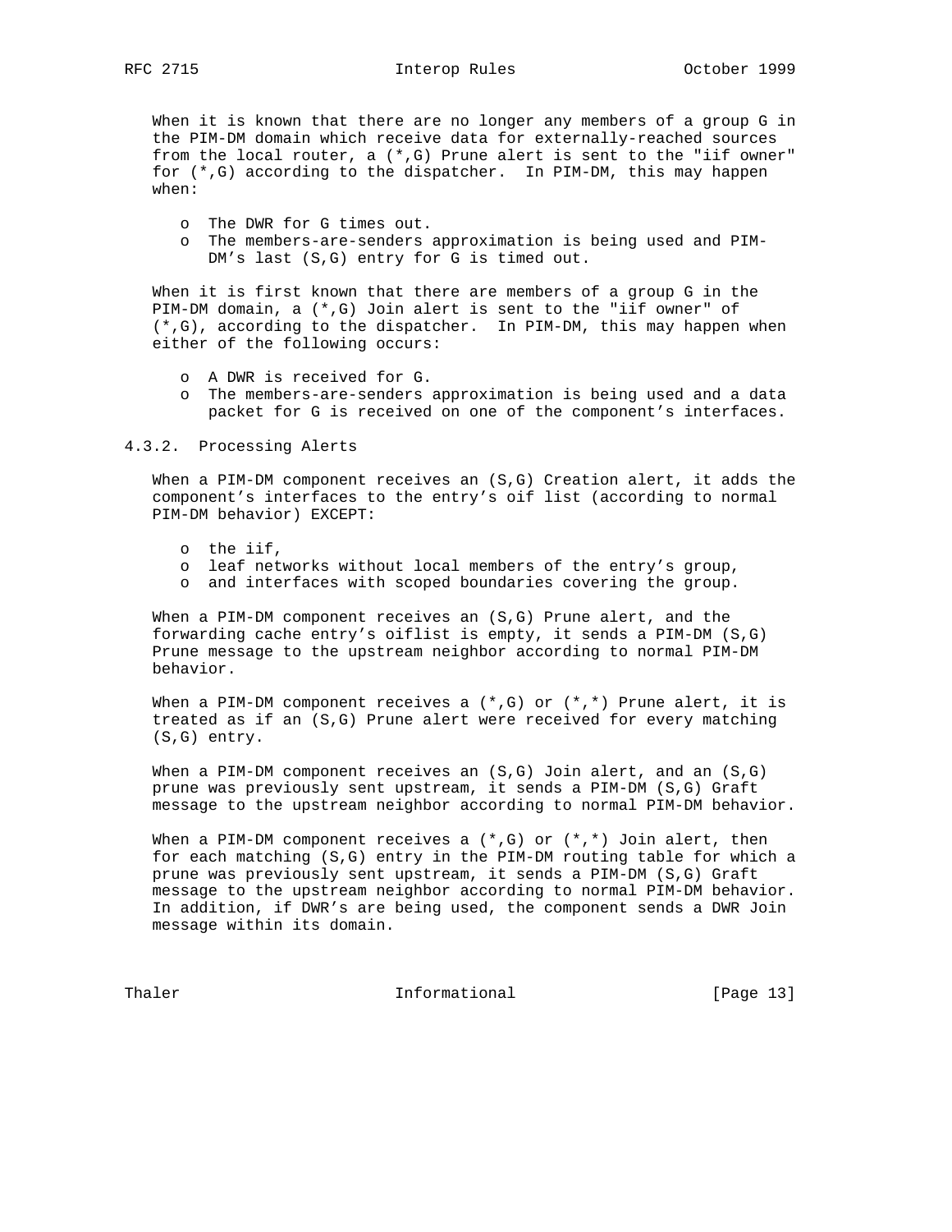When it is known that there are no longer any members of a group G in the PIM-DM domain which receive data for externally-reached sources from the local router, a (*,G) Prune alert is sent to the "iif owner" for (*,G) according to the dispatcher. In PIM-DM, this may happen when:

- The DWR for G times out.
- The members-are-senders approximation is being used and PIM-DM's last (S,G) entry for G is timed out.

When it is first known that there are members of a group G in the PIM-DM domain, a (*,G) Join alert is sent to the "iif owner" of (*,G), according to the dispatcher. In PIM-DM, this may happen when either of the following occurs:

- A DWR is received for G.
- The members-are-senders approximation is being used and a data packet for G is received on one of the component's interfaces.

### 4.3.2. Processing Alerts

When a PIM-DM component receives an (S,G) Creation alert, it adds the component's interfaces to the entry's oif list (according to normal PIM-DM behavior) EXCEPT:

- the iif,
- leaf networks without local members of the entry's group,
- and interfaces with scoped boundaries covering the group.

When a PIM-DM component receives an (S,G) Prune alert, and the forwarding cache entry's oiflist is empty, it sends a PIM-DM (S,G) Prune message to the upstream neighbor according to normal PIM-DM behavior.

When a PIM-DM component receives a (*,G) or (*,*) Prune alert, it is treated as if an (S,G) Prune alert were received for every matching (S,G) entry.

When a PIM-DM component receives an (S,G) Join alert, and an (S,G) prune was previously sent upstream, it sends a PIM-DM (S,G) Graft message to the upstream neighbor according to normal PIM-DM behavior.

When a PIM-DM component receives a (*,G) or (*,*) Join alert, then for each matching (S,G) entry in the PIM-DM routing table for which a prune was previously sent upstream, it sends a PIM-DM (S,G) Graft message to the upstream neighbor according to normal PIM-DM behavior. In addition, if DWR's are being used, the component sends a DWR Join message within its domain.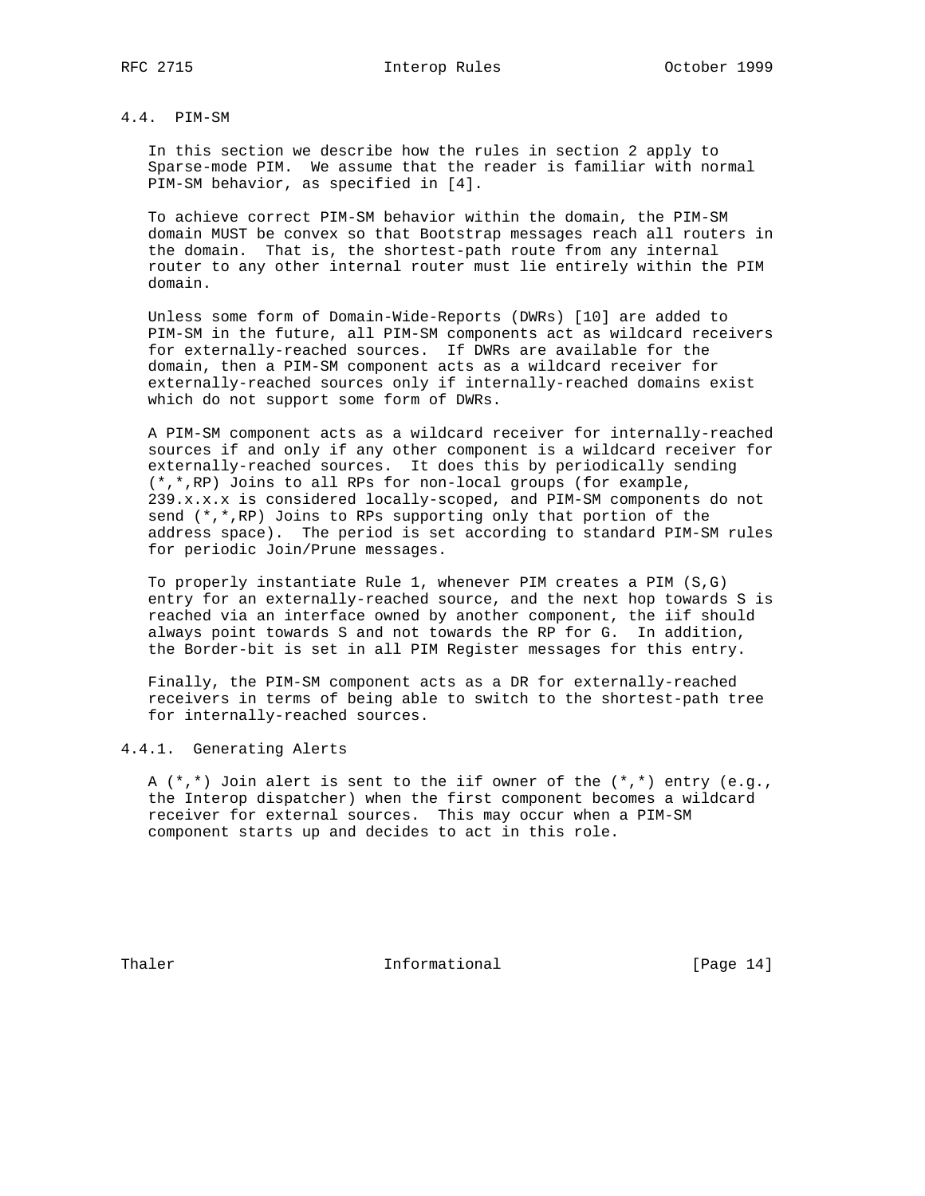## 4.4. PIM-SM

In this section we describe how the rules in section 2 apply to Sparse-mode PIM. We assume that the reader is familiar with normal PIM-SM behavior, as specified in [4].

To achieve correct PIM-SM behavior within the domain, the PIM-SM domain MUST be convex so that Bootstrap messages reach all routers in the domain. That is, the shortest-path route from any internal router to any other internal router must lie entirely within the PIM domain.

Unless some form of Domain-Wide-Reports (DWRs) [10] are added to PIM-SM in the future, all PIM-SM components act as wildcard receivers for externally-reached sources. If DWRs are available for the domain, then a PIM-SM component acts as a wildcard receiver for externally-reached sources only if internally-reached domains exist which do not support some form of DWRs.

A PIM-SM component acts as a wildcard receiver for internally-reached sources if and only if any other component is a wildcard receiver for externally-reached sources. It does this by periodically sending (*,*,RP) Joins to all RPs for non-local groups (for example, 239.x.x.x is considered locally-scoped, and PIM-SM components do not send (*,*,RP) Joins to RPs supporting only that portion of the address space). The period is set according to standard PIM-SM rules for periodic Join/Prune messages.

To properly instantiate Rule 1, whenever PIM creates a PIM (S,G) entry for an externally-reached source, and the next hop towards S is reached via an interface owned by another component, the iif should always point towards S and not towards the RP for G. In addition, the Border-bit is set in all PIM Register messages for this entry.

Finally, the PIM-SM component acts as a DR for externally-reached receivers in terms of being able to switch to the shortest-path tree for internally-reached sources.

### 4.4.1. Generating Alerts

A (*,*) Join alert is sent to the iif owner of the (*,*) entry (e.g., the Interop dispatcher) when the first component becomes a wildcard receiver for external sources. This may occur when a PIM-SM component starts up and decides to act in this role.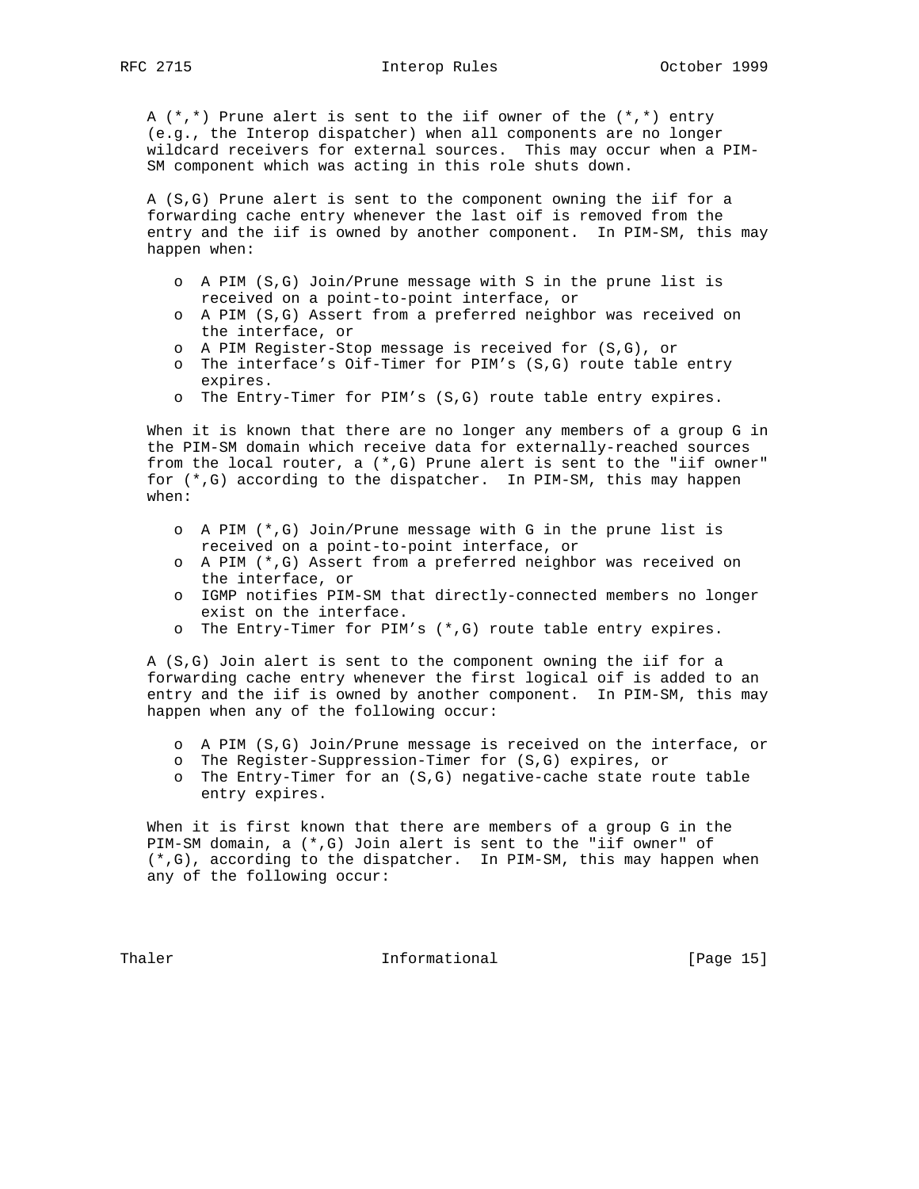A (*,*) Prune alert is sent to the iif owner of the (*,*) entry (e.g., the Interop dispatcher) when all components are no longer wildcard receivers for external sources. This may occur when a PIM-SM component which was acting in this role shuts down.

A (S,G) Prune alert is sent to the component owning the iif for a forwarding cache entry whenever the last oif is removed from the entry and the iif is owned by another component. In PIM-SM, this may happen when:

- A PIM (S,G) Join/Prune message with S in the prune list is received on a point-to-point interface, or
- A PIM (S,G) Assert from a preferred neighbor was received on the interface, or
- A PIM Register-Stop message is received for (S,G), or
- The interface's Oif-Timer for PIM's (S,G) route table entry expires.
- The Entry-Timer for PIM's (S,G) route table entry expires.

When it is known that there are no longer any members of a group G in the PIM-SM domain which receive data for externally-reached sources from the local router, a (*,G) Prune alert is sent to the "iif owner" for (*,G) according to the dispatcher. In PIM-SM, this may happen when:

- A PIM (*,G) Join/Prune message with G in the prune list is received on a point-to-point interface, or
- A PIM (*,G) Assert from a preferred neighbor was received on the interface, or
- IGMP notifies PIM-SM that directly-connected members no longer exist on the interface.
- The Entry-Timer for PIM's (*,G) route table entry expires.

A (S,G) Join alert is sent to the component owning the iif for a forwarding cache entry whenever the first logical oif is added to an entry and the iif is owned by another component. In PIM-SM, this may happen when any of the following occur:

- A PIM (S,G) Join/Prune message is received on the interface, or
- The Register-Suppression-Timer for (S,G) expires, or
- The Entry-Timer for an (S,G) negative-cache state route table entry expires.

When it is first known that there are members of a group G in the PIM-SM domain, a (*,G) Join alert is sent to the "iif owner" of (*,G), according to the dispatcher. In PIM-SM, this may happen when any of the following occur: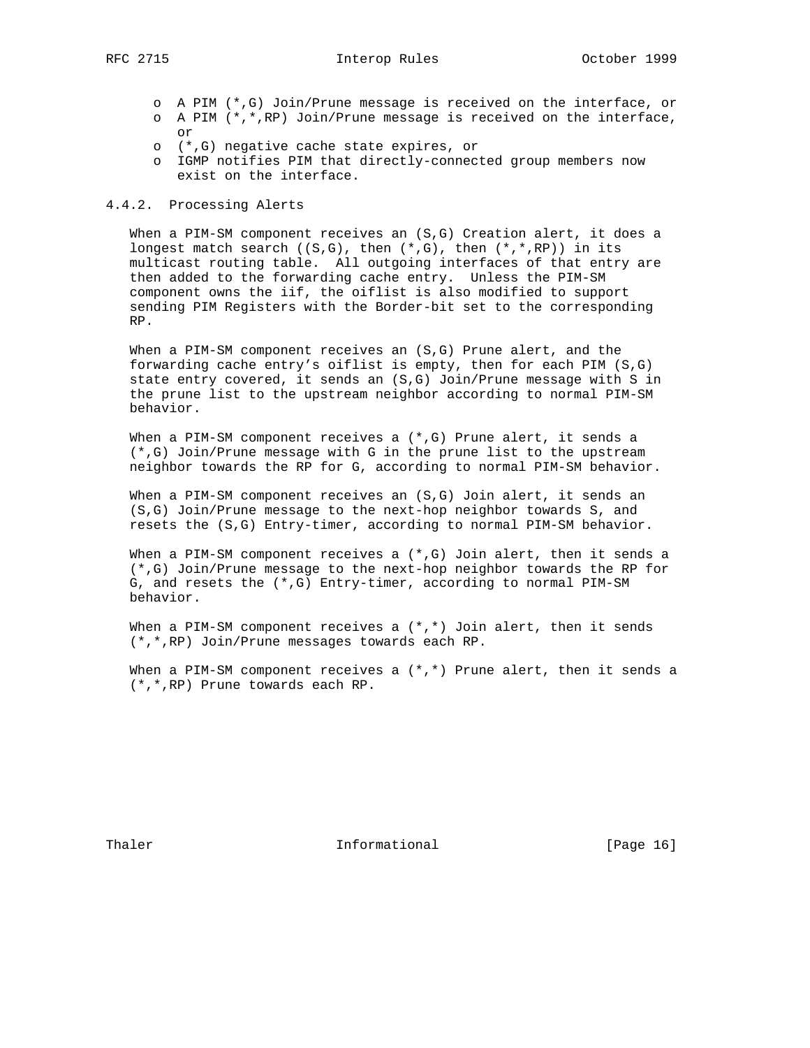- A PIM (*,G) Join/Prune message is received on the interface, or
- A PIM (*,*,RP) Join/Prune message is received on the interface, or
- (*,G) negative cache state expires, or
- IGMP notifies PIM that directly-connected group members now exist on the interface.

### 4.4.2. Processing Alerts

When a PIM-SM component receives an (S,G) Creation alert, it does a longest match search ((S,G), then (*,G), then (*,*,RP)) in its multicast routing table. All outgoing interfaces of that entry are then added to the forwarding cache entry. Unless the PIM-SM component owns the iif, the oiflist is also modified to support sending PIM Registers with the Border-bit set to the corresponding RP.

When a PIM-SM component receives an (S,G) Prune alert, and the forwarding cache entry's oiflist is empty, then for each PIM (S,G) state entry covered, it sends an (S,G) Join/Prune message with S in the prune list to the upstream neighbor according to normal PIM-SM behavior.

When a PIM-SM component receives a (*,G) Prune alert, it sends a (*,G) Join/Prune message with G in the prune list to the upstream neighbor towards the RP for G, according to normal PIM-SM behavior.

When a PIM-SM component receives an (S,G) Join alert, it sends an (S,G) Join/Prune message to the next-hop neighbor towards S, and resets the (S,G) Entry-timer, according to normal PIM-SM behavior.

When a PIM-SM component receives a (*,G) Join alert, then it sends a (*,G) Join/Prune message to the next-hop neighbor towards the RP for G, and resets the (*,G) Entry-timer, according to normal PIM-SM behavior.

When a PIM-SM component receives a (*,*) Join alert, then it sends (*,*,RP) Join/Prune messages towards each RP.

When a PIM-SM component receives a (*,*) Prune alert, then it sends a (*,*,RP) Prune towards each RP.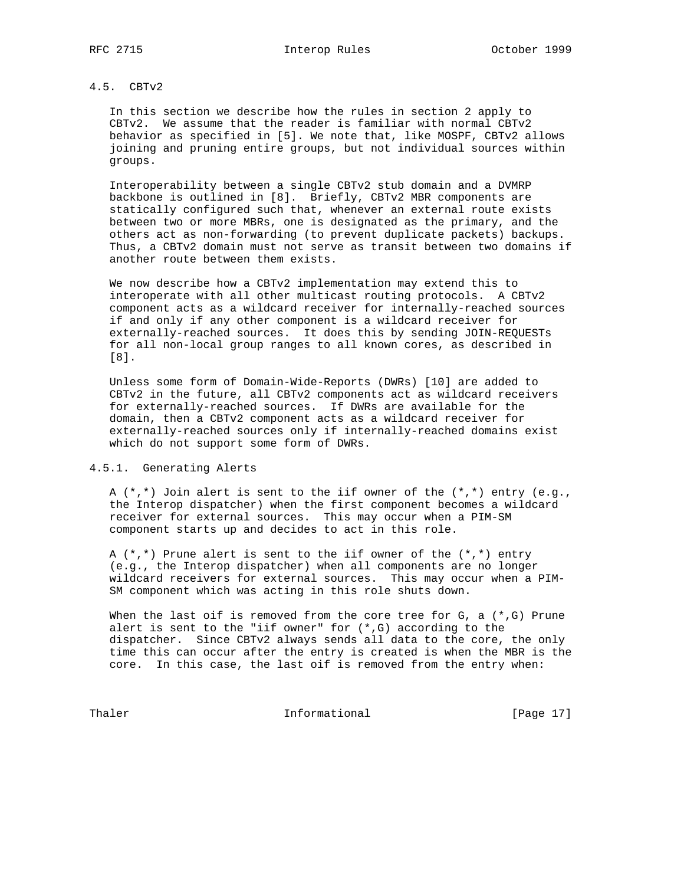### 4.5. CBTv2

In this section we describe how the rules in section 2 apply to CBTv2. We assume that the reader is familiar with normal CBTv2 behavior as specified in [5]. We note that, like MOSPF, CBTv2 allows joining and pruning entire groups, but not individual sources within groups.

Interoperability between a single CBTv2 stub domain and a DVMRP backbone is outlined in [8]. Briefly, CBTv2 MBR components are statically configured such that, whenever an external route exists between two or more MBRs, one is designated as the primary, and the others act as non-forwarding (to prevent duplicate packets) backups. Thus, a CBTv2 domain must not serve as transit between two domains if another route between them exists.

We now describe how a CBTv2 implementation may extend this to interoperate with all other multicast routing protocols. A CBTv2 component acts as a wildcard receiver for internally-reached sources if and only if any other component is a wildcard receiver for externally-reached sources. It does this by sending JOIN-REQUESTs for all non-local group ranges to all known cores, as described in [8].

Unless some form of Domain-Wide-Reports (DWRs) [10] are added to CBTv2 in the future, all CBTv2 components act as wildcard receivers for externally-reached sources. If DWRs are available for the domain, then a CBTv2 component acts as a wildcard receiver for externally-reached sources only if internally-reached domains exist which do not support some form of DWRs.

#### 4.5.1. Generating Alerts

A (*,*) Join alert is sent to the iif owner of the (*,*) entry (e.g., the Interop dispatcher) when the first component becomes a wildcard receiver for external sources. This may occur when a PIM-SM component starts up and decides to act in this role.

A (*,*) Prune alert is sent to the iif owner of the (*,*) entry (e.g., the Interop dispatcher) when all components are no longer wildcard receivers for external sources. This may occur when a PIM-SM component which was acting in this role shuts down.

When the last oif is removed from the core tree for G, a (*,G) Prune alert is sent to the "iif owner" for (*,G) according to the dispatcher. Since CBTv2 always sends all data to the core, the only time this can occur after the entry is created is when the MBR is the core. In this case, the last oif is removed from the entry when: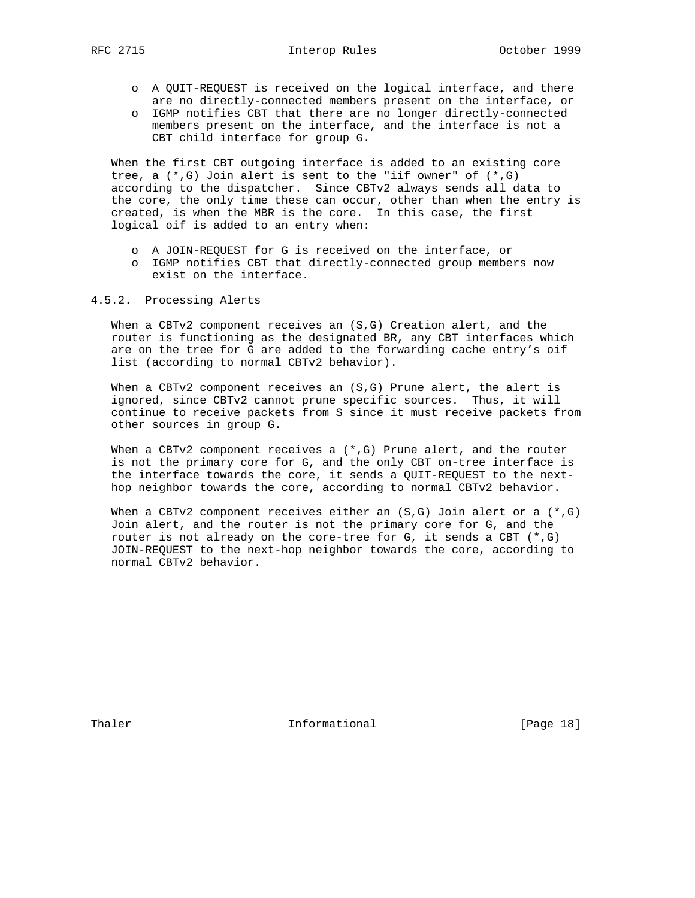- A QUIT-REQUEST is received on the logical interface, and there are no directly-connected members present on the interface, or
- IGMP notifies CBT that there are no longer directly-connected members present on the interface, and the interface is not a CBT child interface for group G.

When the first CBT outgoing interface is added to an existing core tree, a (*,G) Join alert is sent to the "iif owner" of (*,G) according to the dispatcher. Since CBTv2 always sends all data to the core, the only time these can occur, other than when the entry is created, is when the MBR is the core. In this case, the first logical oif is added to an entry when:

- A JOIN-REQUEST for G is received on the interface, or
- IGMP notifies CBT that directly-connected group members now exist on the interface.

### 4.5.2. Processing Alerts

When a CBTv2 component receives an (S,G) Creation alert, and the router is functioning as the designated BR, any CBT interfaces which are on the tree for G are added to the forwarding cache entry's oif list (according to normal CBTv2 behavior).

When a CBTv2 component receives an (S,G) Prune alert, the alert is ignored, since CBTv2 cannot prune specific sources. Thus, it will continue to receive packets from S since it must receive packets from other sources in group G.

When a CBTv2 component receives a (*,G) Prune alert, and the router is not the primary core for G, and the only CBT on-tree interface is the interface towards the core, it sends a QUIT-REQUEST to the next-hop neighbor towards the core, according to normal CBTv2 behavior.

When a CBTv2 component receives either an (S,G) Join alert or a (*,G) Join alert, and the router is not the primary core for G, and the router is not already on the core-tree for G, it sends a CBT (*,G) JOIN-REQUEST to the next-hop neighbor towards the core, according to normal CBTv2 behavior.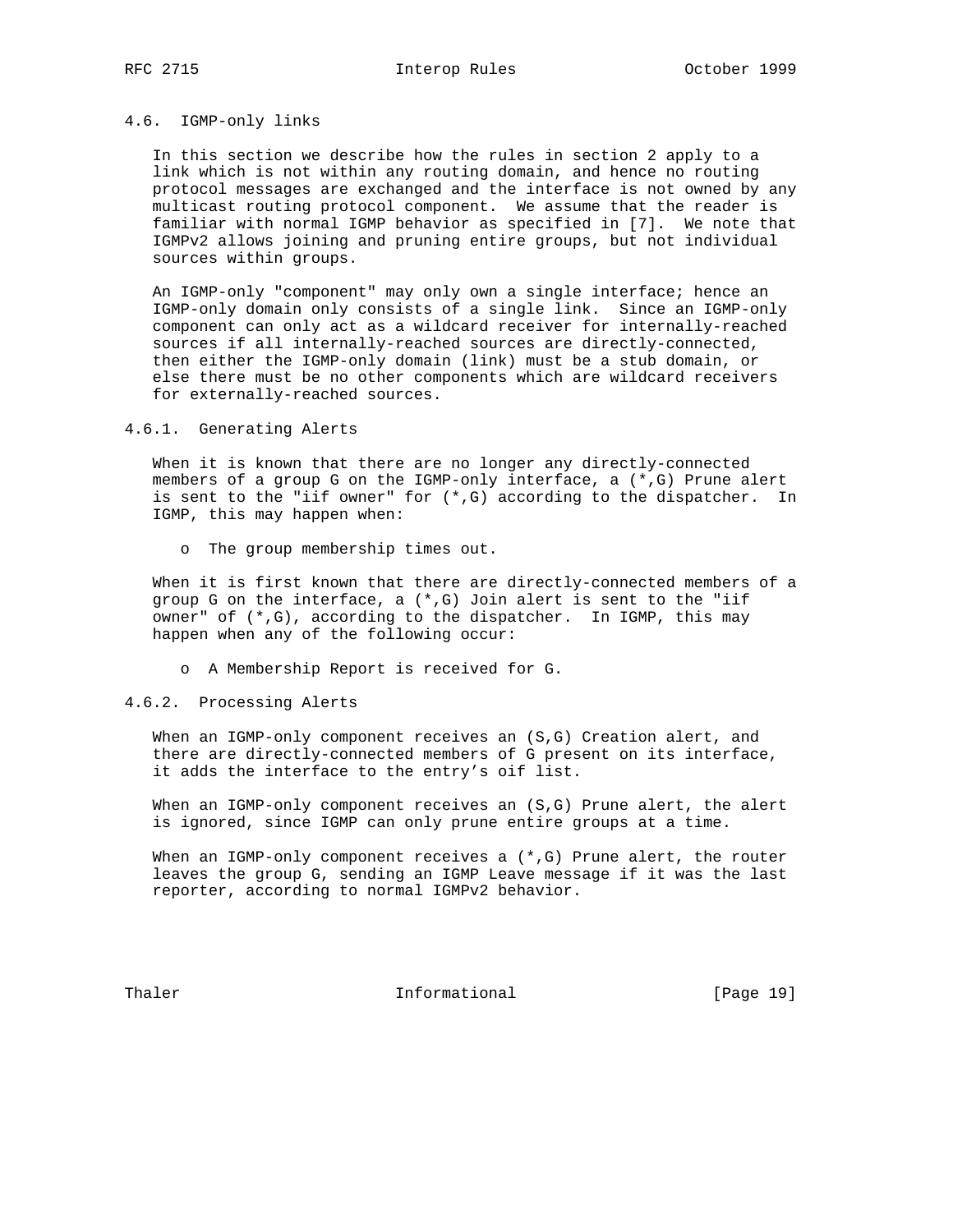### 4.6. IGMP-only links

In this section we describe how the rules in section 2 apply to a link which is not within any routing domain, and hence no routing protocol messages are exchanged and the interface is not owned by any multicast routing protocol component. We assume that the reader is familiar with normal IGMP behavior as specified in [7]. We note that IGMPv2 allows joining and pruning entire groups, but not individual sources within groups.

An IGMP-only "component" may only own a single interface; hence an IGMP-only domain only consists of a single link. Since an IGMP-only component can only act as a wildcard receiver for internally-reached sources if all internally-reached sources are directly-connected, then either the IGMP-only domain (link) must be a stub domain, or else there must be no other components which are wildcard receivers for externally-reached sources.

#### 4.6.1. Generating Alerts

When it is known that there are no longer any directly-connected members of a group G on the IGMP-only interface, a (*,G) Prune alert is sent to the "iif owner" for (*,G) according to the dispatcher. In IGMP, this may happen when:

- The group membership times out.

When it is first known that there are directly-connected members of a group G on the interface, a (*,G) Join alert is sent to the "iif owner" of (*,G), according to the dispatcher. In IGMP, this may happen when any of the following occur:

- A Membership Report is received for G.

#### 4.6.2. Processing Alerts

When an IGMP-only component receives an (S,G) Creation alert, and there are directly-connected members of G present on its interface, it adds the interface to the entry's oif list.

When an IGMP-only component receives an (S,G) Prune alert, the alert is ignored, since IGMP can only prune entire groups at a time.

When an IGMP-only component receives a (*,G) Prune alert, the router leaves the group G, sending an IGMP Leave message if it was the last reporter, according to normal IGMPv2 behavior.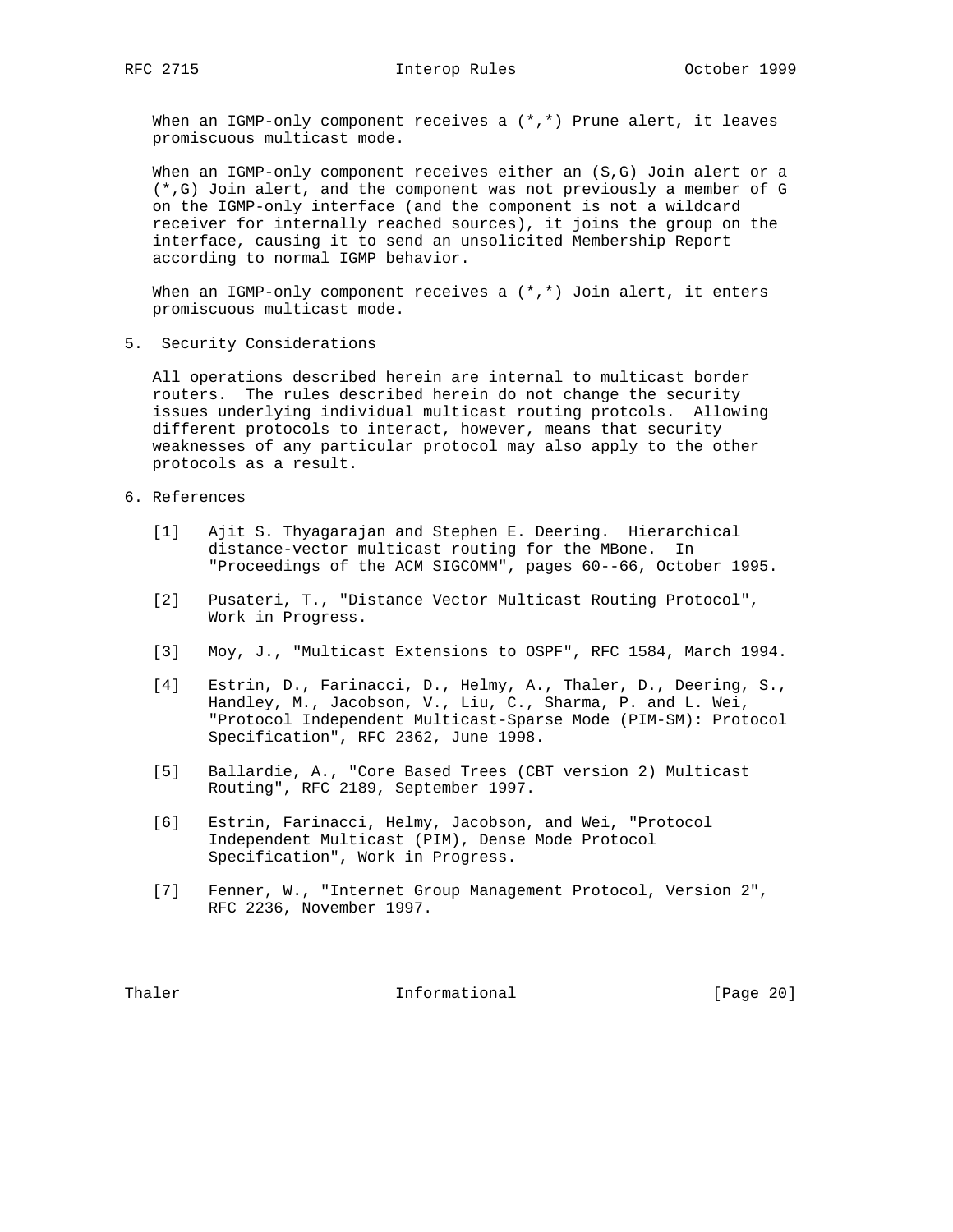When an IGMP-only component receives a (*,*) Prune alert, it leaves promiscuous multicast mode.

When an IGMP-only component receives either an (S,G) Join alert or a (*,G) Join alert, and the component was not previously a member of G on the IGMP-only interface (and the component is not a wildcard receiver for internally reached sources), it joins the group on the interface, causing it to send an unsolicited Membership Report according to normal IGMP behavior.

When an IGMP-only component receives a (*,*) Join alert, it enters promiscuous multicast mode.

## 5. Security Considerations

All operations described herein are internal to multicast border routers. The rules described herein do not change the security issues underlying individual multicast routing protcols. Allowing different protocols to interact, however, means that security weaknesses of any particular protocol may also apply to the other protocols as a result.

## 6. References

[1] Ajit S. Thyagarajan and Stephen E. Deering. Hierarchical distance-vector multicast routing for the MBone. In "Proceedings of the ACM SIGCOMM", pages 60--66, October 1995.

[2] Pusateri, T., "Distance Vector Multicast Routing Protocol", Work in Progress.

[3] Moy, J., "Multicast Extensions to OSPF", RFC 1584, March 1994.

[4] Estrin, D., Farinacci, D., Helmy, A., Thaler, D., Deering, S., Handley, M., Jacobson, V., Liu, C., Sharma, P. and L. Wei, "Protocol Independent Multicast-Sparse Mode (PIM-SM): Protocol Specification", RFC 2362, June 1998.

[5] Ballardie, A., "Core Based Trees (CBT version 2) Multicast Routing", RFC 2189, September 1997.

[6] Estrin, Farinacci, Helmy, Jacobson, and Wei, "Protocol Independent Multicast (PIM), Dense Mode Protocol Specification", Work in Progress.

[7] Fenner, W., "Internet Group Management Protocol, Version 2", RFC 2236, November 1997.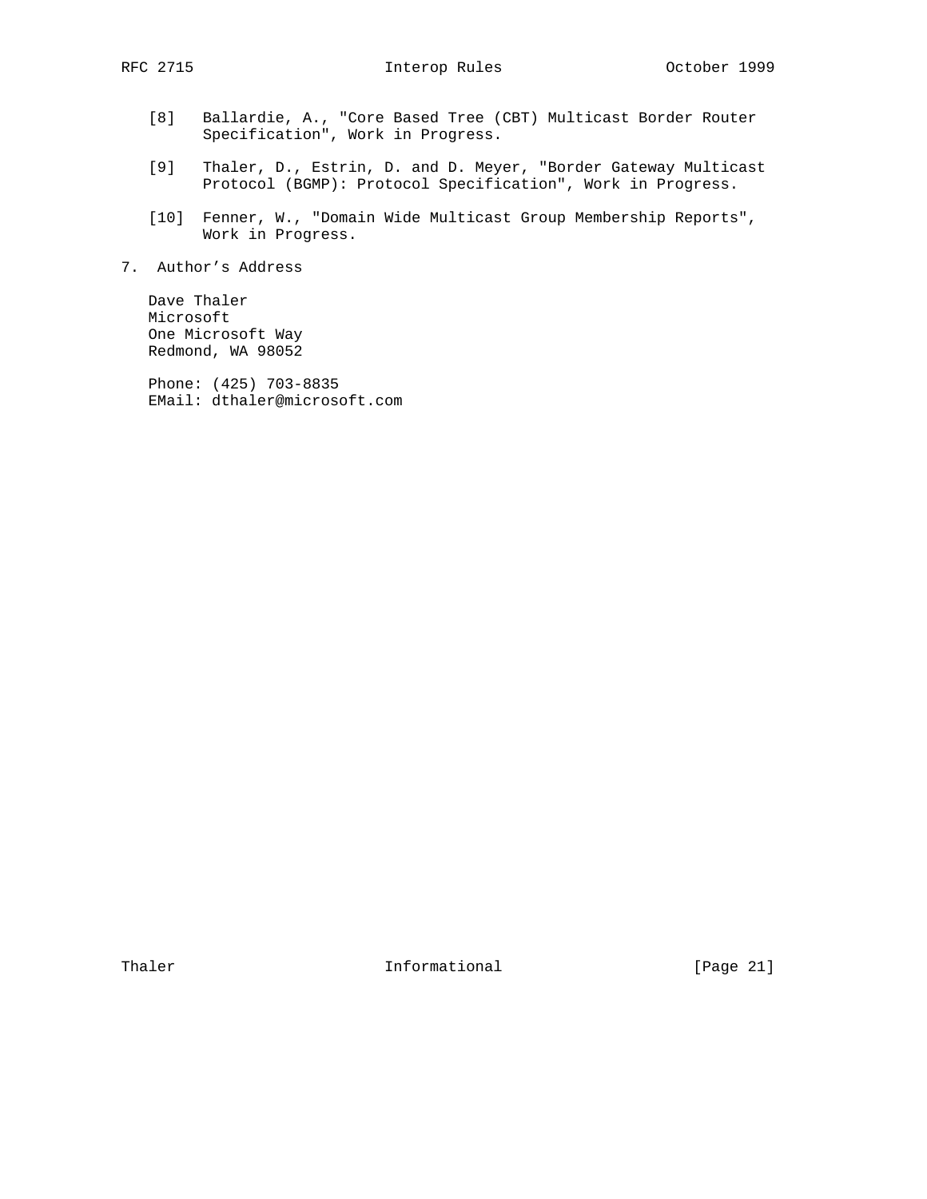[8] Ballardie, A., "Core Based Tree (CBT) Multicast Border Router Specification", Work in Progress.

[9] Thaler, D., Estrin, D. and D. Meyer, "Border Gateway Multicast Protocol (BGMP): Protocol Specification", Work in Progress.

[10] Fenner, W., "Domain Wide Multicast Group Membership Reports", Work in Progress.

## 7. Author's Address

Dave Thaler
Microsoft
One Microsoft Way
Redmond, WA 98052

Phone: (425) 703-8835
EMail: dthaler@microsoft.com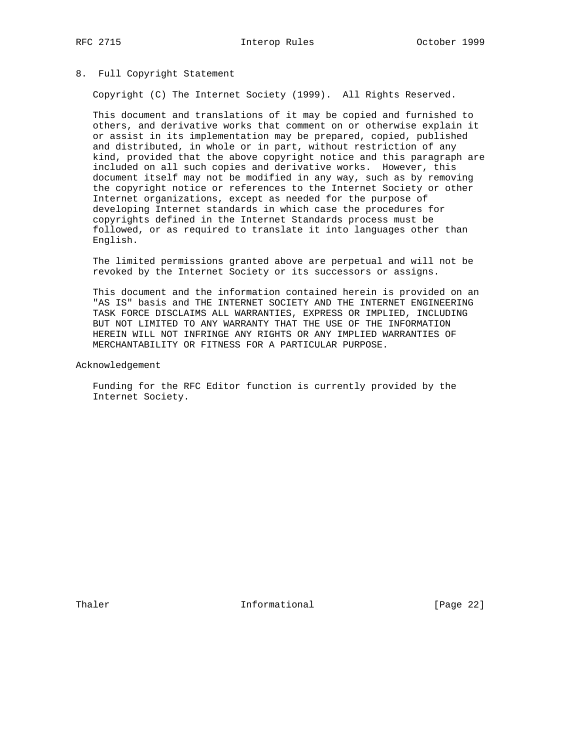## 8. Full Copyright Statement

Copyright (C) The Internet Society (1999). All Rights Reserved.

This document and translations of it may be copied and furnished to others, and derivative works that comment on or otherwise explain it or assist in its implementation may be prepared, copied, published and distributed, in whole or in part, without restriction of any kind, provided that the above copyright notice and this paragraph are included on all such copies and derivative works. However, this document itself may not be modified in any way, such as by removing the copyright notice or references to the Internet Society or other Internet organizations, except as needed for the purpose of developing Internet standards in which case the procedures for copyrights defined in the Internet Standards process must be followed, or as required to translate it into languages other than English.

The limited permissions granted above are perpetual and will not be revoked by the Internet Society or its successors or assigns.

This document and the information contained herein is provided on an "AS IS" basis and THE INTERNET SOCIETY AND THE INTERNET ENGINEERING TASK FORCE DISCLAIMS ALL WARRANTIES, EXPRESS OR IMPLIED, INCLUDING BUT NOT LIMITED TO ANY WARRANTY THAT THE USE OF THE INFORMATION HEREIN WILL NOT INFRINGE ANY RIGHTS OR ANY IMPLIED WARRANTIES OF MERCHANTABILITY OR FITNESS FOR A PARTICULAR PURPOSE.

## Acknowledgement

Funding for the RFC Editor function is currently provided by the Internet Society.